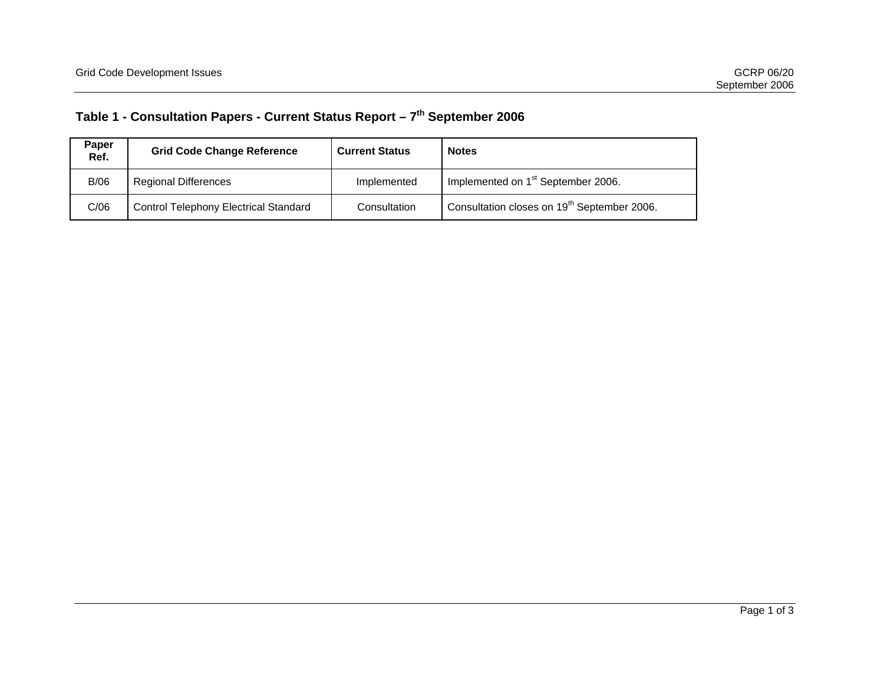## Table 1 - Consultation Papers - Current Status Report – 7th September 2006

| Paper Ref. | Grid Code Change Reference | Current Status | Notes |
|---|---|---|---|
| B/06 | Regional Differences | Implemented | Implemented on 1st September 2006. |
| C/06 | Control Telephony Electrical Standard | Consultation | Consultation closes on 19th September 2006. |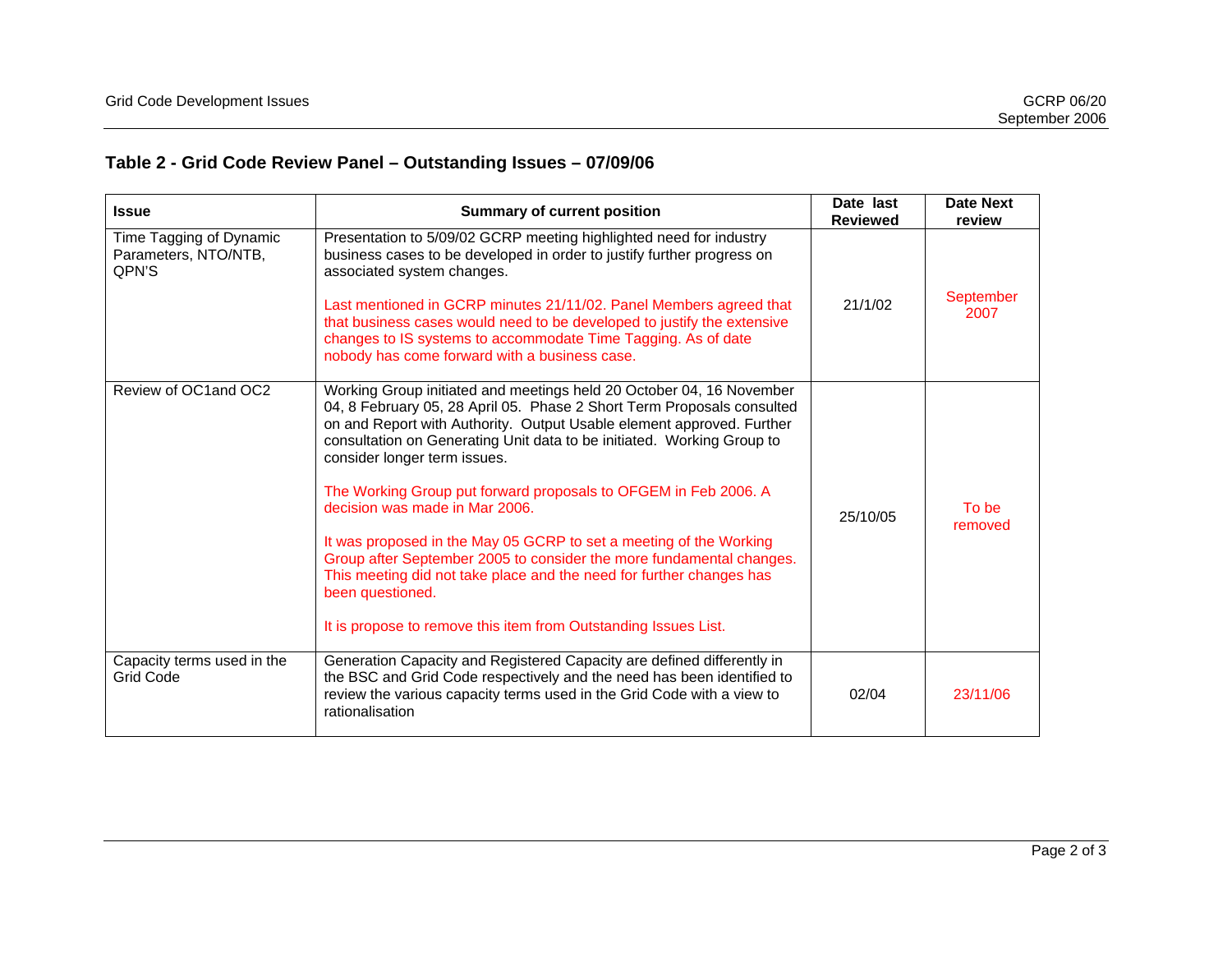## Table 2 - Grid Code Review Panel – Outstanding Issues – 07/09/06

| Issue | Summary of current position | Date last Reviewed | Date Next review |
|---|---|---|---|
| Time Tagging of Dynamic Parameters, NTO/NTB, QPN'S | Presentation to 5/09/02 GCRP meeting highlighted need for industry business cases to be developed in order to justify further progress on associated system changes.<br><br>Last mentioned in GCRP minutes 21/11/02. Panel Members agreed that that business cases would need to be developed to justify the extensive changes to IS systems to accommodate Time Tagging. As of date nobody has come forward with a business case. | 21/1/02 | September 2007 |
| Review of OC1and OC2 | Working Group initiated and meetings held 20 October 04, 16 November 04, 8 February 05, 28 April 05. Phase 2 Short Term Proposals consulted on and Report with Authority. Output Usable element approved. Further consultation on Generating Unit data to be initiated. Working Group to consider longer term issues.<br><br>The Working Group put forward proposals to OFGEM in Feb 2006. A decision was made in Mar 2006.<br><br>It was proposed in the May 05 GCRP to set a meeting of the Working Group after September 2005 to consider the more fundamental changes. This meeting did not take place and the need for further changes has been questioned.<br><br>It is propose to remove this item from Outstanding Issues List. | 25/10/05 | To be removed |
| Capacity terms used in the Grid Code | Generation Capacity and Registered Capacity are defined differently in the BSC and Grid Code respectively and the need has been identified to review the various capacity terms used in the Grid Code with a view to rationalisation | 02/04 | 23/11/06 |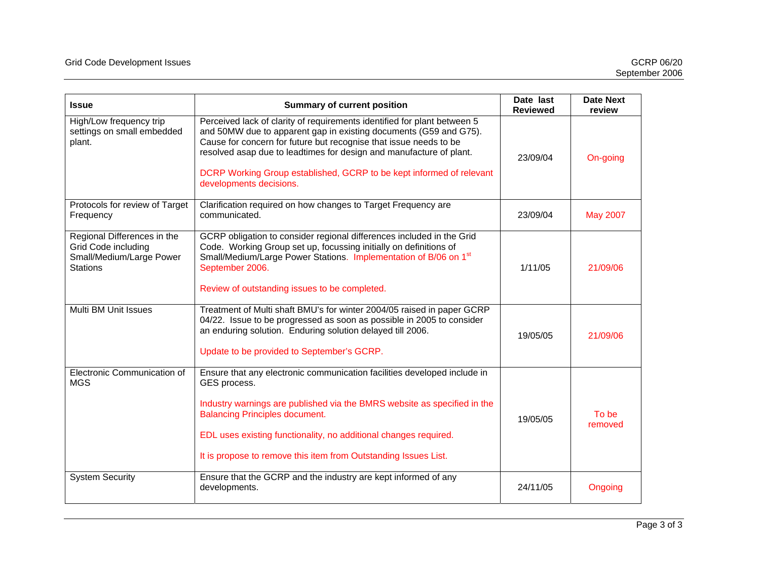| Issue | Summary of current position | Date last Reviewed | Date Next review |
|---|---|---|---|
| High/Low frequency trip settings on small embedded plant. | Perceived lack of clarity of requirements identified for plant between 5 and 50MW due to apparent gap in existing documents (G59 and G75). Cause for concern for future but recognise that issue needs to be resolved asap due to leadtimes for design and manufacture of plant.<br><br>DCRP Working Group established, GCRP to be kept informed of relevant developments decisions. | 23/09/04 | On-going |
| Protocols for review of Target Frequency | Clarification required on how changes to Target Frequency are communicated. | 23/09/04 | May 2007 |
| Regional Differences in the Grid Code including Small/Medium/Large Power Stations | GCRP obligation to consider regional differences included in the Grid Code. Working Group set up, focussing initially on definitions of Small/Medium/Large Power Stations. Implementation of B/06 on 1st September 2006.<br><br>Review of outstanding issues to be completed. | 1/11/05 | 21/09/06 |
| Multi BM Unit Issues | Treatment of Multi shaft BMU's for winter 2004/05 raised in paper GCRP 04/22. Issue to be progressed as soon as possible in 2005 to consider an enduring solution. Enduring solution delayed till 2006.<br><br>Update to be provided to September's GCRP. | 19/05/05 | 21/09/06 |
| Electronic Communication of MGS | Ensure that any electronic communication facilities developed include in GES process.<br><br>Industry warnings are published via the BMRS website as specified in the Balancing Principles document.<br><br>EDL uses existing functionality, no additional changes required.<br><br>It is propose to remove this item from Outstanding Issues List. | 19/05/05 | To be removed |
| System Security | Ensure that the GCRP and the industry are kept informed of any developments. | 24/11/05 | Ongoing |